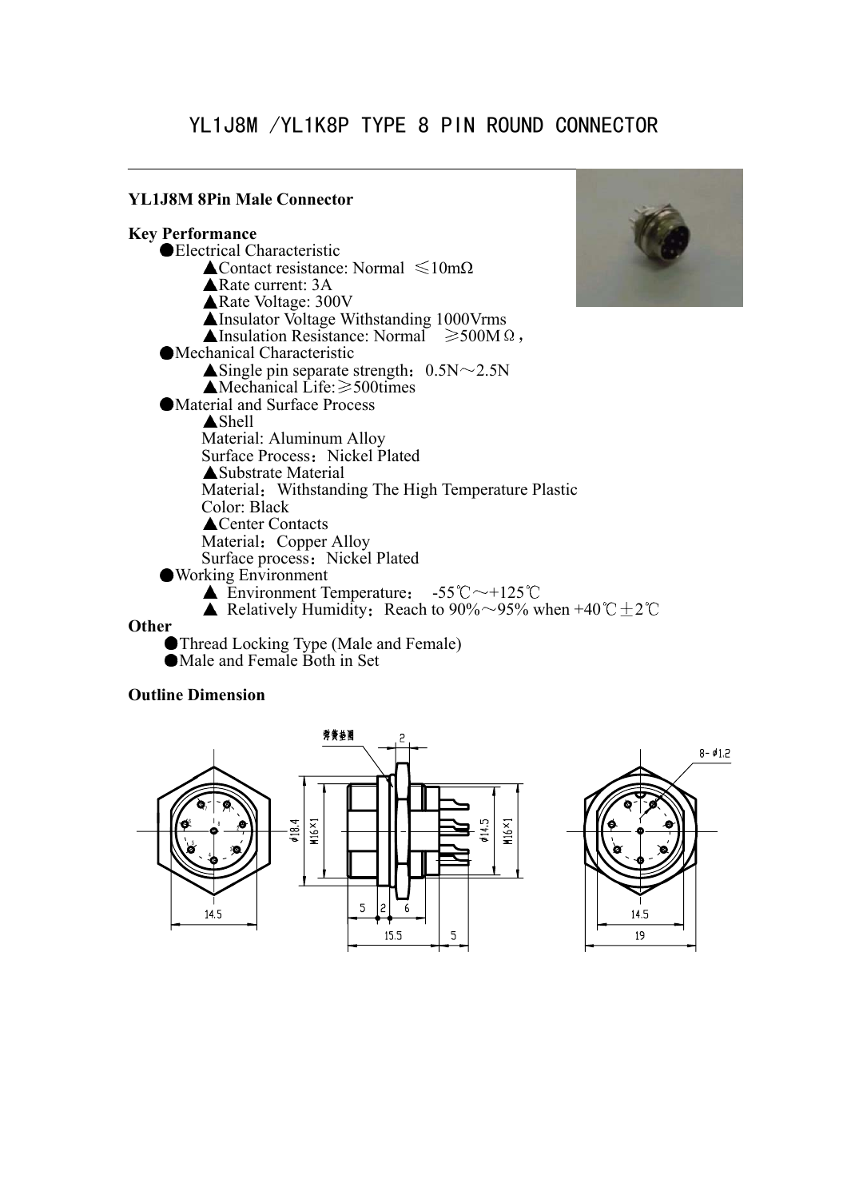# YL1J8M /YL1K8P TYPE 8 PIN ROUND CONNECTOR

## YL1J8M 8Pin Male Connector

### Key Performance

- Electrical Characteristic
  - ▲Contact resistance: Normal ≤10mΩ
  - ▲Rate current: 3A
  - ▲Rate Voltage: 300V
  - ▲Insulator Voltage Withstanding 1000Vrms
  - ▲Insulation Resistance: Normal ≥500MΩ，
- Mechanical Characteristic
  - ▲Single pin separate strength：0.5N～2.5N
  - ▲Mechanical Life:≥500times
- Material and Surface Process
  - ▲Shell
    Material: Aluminum Alloy
    Surface Process：Nickel Plated
  - ▲Substrate Material
    Material：Withstanding The High Temperature Plastic
    Color: Black
  - ▲Center Contacts
    Material：Copper Alloy
    Surface process：Nickel Plated
- Working Environment
  - ▲ Environment Temperature： -55℃～+125℃
  - ▲ Relatively Humidity：Reach to 90%～95% when +40℃±2℃

### Other

- Thread Locking Type (Male and Female)
- Male and Female Both in Set

### Outline Dimension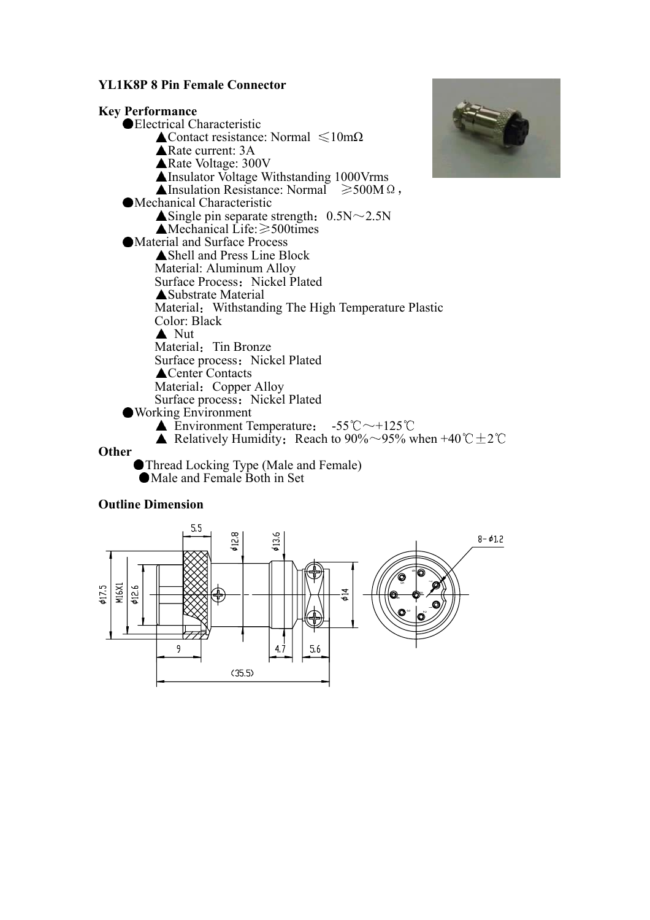**YL1K8P 8 Pin Female Connector**

**Key Performance**

- Electrical Characteristic
  - ▲Contact resistance: Normal ≤10mΩ
  - ▲Rate current: 3A
  - ▲Rate Voltage: 300V
  - ▲Insulator Voltage Withstanding 1000Vrms
  - ▲Insulation Resistance: Normal ≥500MΩ，
- Mechanical Characteristic
  - ▲Single pin separate strength：0.5N～2.5N
  - ▲Mechanical Life:≥500times
- Material and Surface Process
  - ▲Shell and Press Line Block
    Material: Aluminum Alloy
    Surface Process：Nickel Plated
  - ▲Substrate Material
    Material：Withstanding The High Temperature Plastic
    Color: Black
  - ▲ Nut
    Material：Tin Bronze
    Surface process：Nickel Plated
  - ▲Center Contacts
    Material：Copper Alloy
    Surface process：Nickel Plated
- Working Environment
  - ▲ Environment Temperature： -55℃～+125℃
  - ▲ Relatively Humidity：Reach to 90%～95% when +40℃±2℃

**Other**

- Thread Locking Type (Male and Female)
- Male and Female Both in Set

**Outline Dimension**

5.5
ϕ12.8
ϕ13.6
8-ϕ1.2
ϕ17.5
M16X1
ϕ12.6
ϕ14
9
4.7
5.6
(35.5)